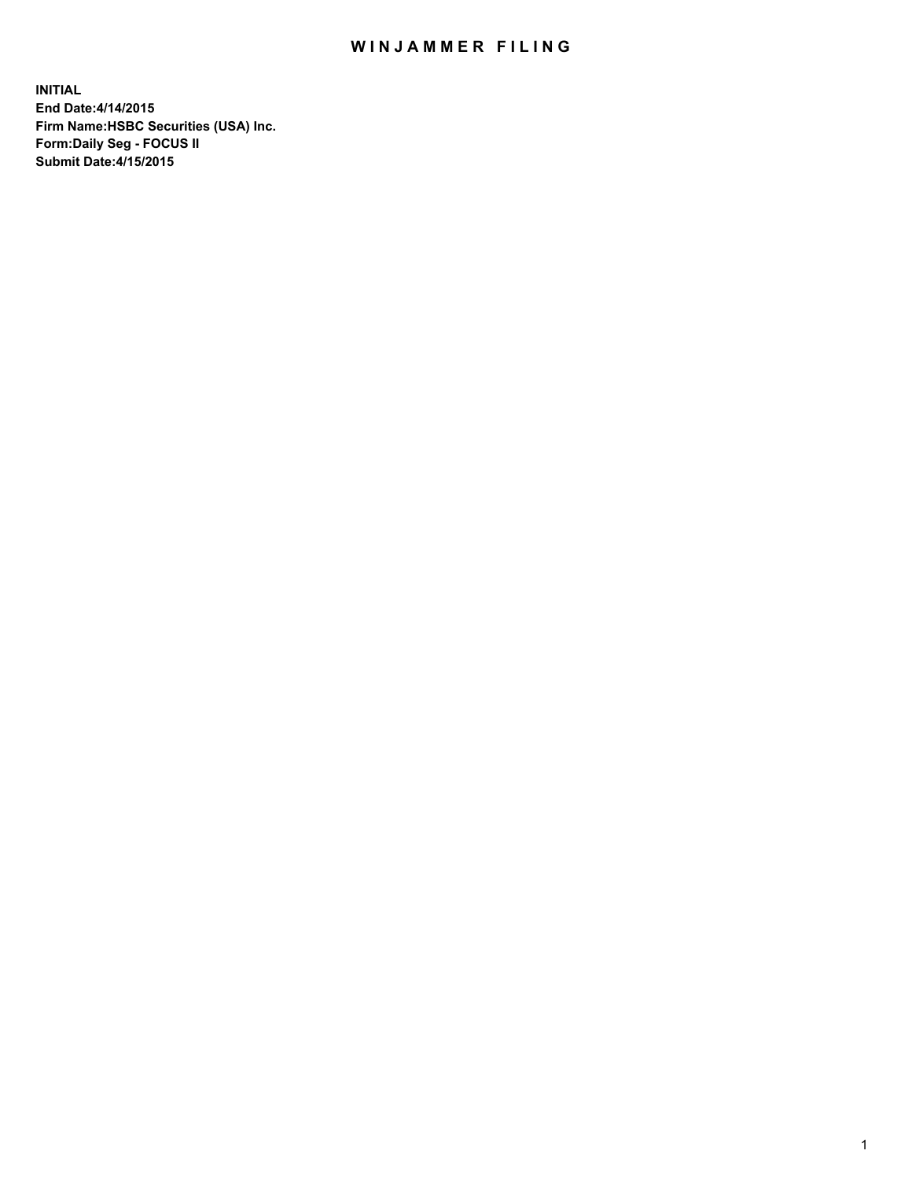# WINJAMMER FILING

**INITIAL**
**End Date:4/14/2015**
**Firm Name:HSBC Securities (USA) Inc.**
**Form:Daily Seg - FOCUS II**
**Submit Date:4/15/2015**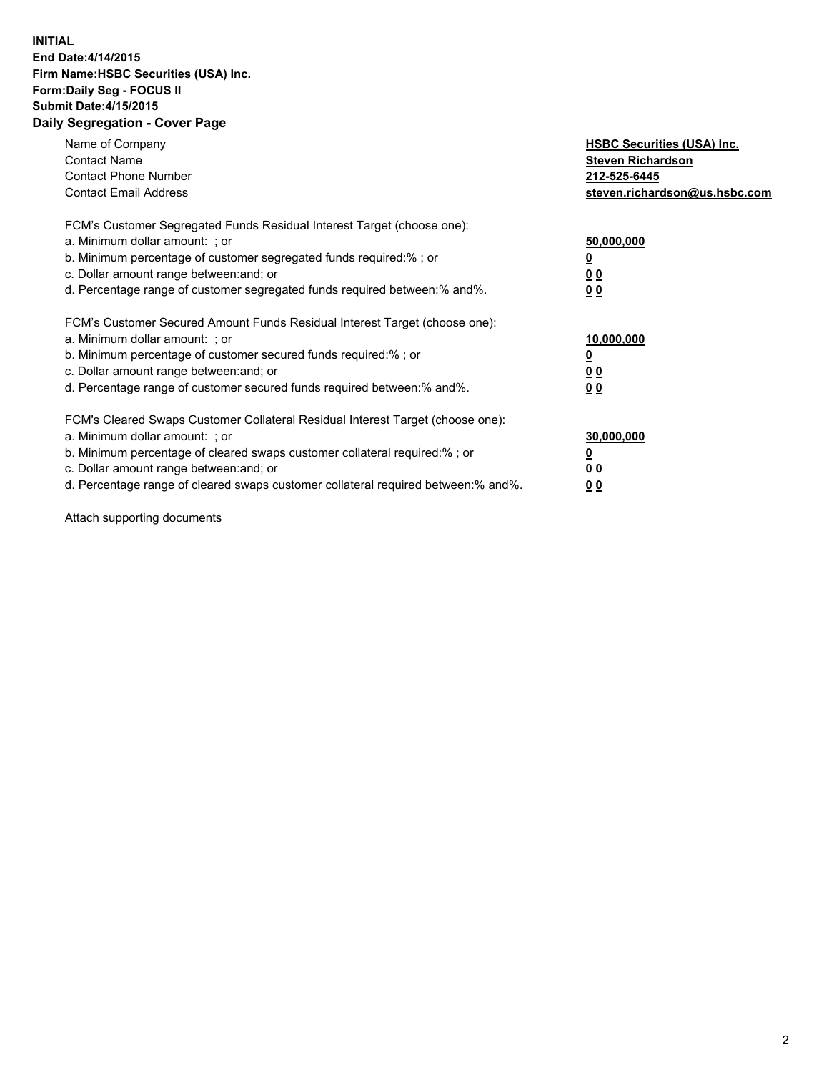**INITIAL**
**End Date:4/14/2015**
**Firm Name:HSBC Securities (USA) Inc.**
**Form:Daily Seg - FOCUS II**
**Submit Date:4/15/2015**

## Daily Segregation - Cover Page

| | |
|---|---|
| Name of Company | **HSBC Securities (USA) Inc.** |
| Contact Name | **Steven Richardson** |
| Contact Phone Number | **212-525-6445** |
| Contact Email Address | **steven.richardson@us.hsbc.com** |

FCM's Customer Segregated Funds Residual Interest Target (choose one):

| | |
|---|---|
| a. Minimum dollar amount: ; or | **50,000,000** |
| b. Minimum percentage of customer segregated funds required:% ; or | **0** |
| c. Dollar amount range between:and; or | **0 0** |
| d. Percentage range of customer segregated funds required between:% and%. | **0 0** |

FCM's Customer Secured Amount Funds Residual Interest Target (choose one):

| | |
|---|---|
| a. Minimum dollar amount: ; or | **10,000,000** |
| b. Minimum percentage of customer secured funds required:% ; or | **0** |
| c. Dollar amount range between:and; or | **0 0** |
| d. Percentage range of customer secured funds required between:% and%. | **0 0** |

FCM's Cleared Swaps Customer Collateral Residual Interest Target (choose one):

| | |
|---|---|
| a. Minimum dollar amount: ; or | **30,000,000** |
| b. Minimum percentage of cleared swaps customer collateral required:% ; or | **0** |
| c. Dollar amount range between:and; or | **0 0** |
| d. Percentage range of cleared swaps customer collateral required between:% and%. | **0 0** |

Attach supporting documents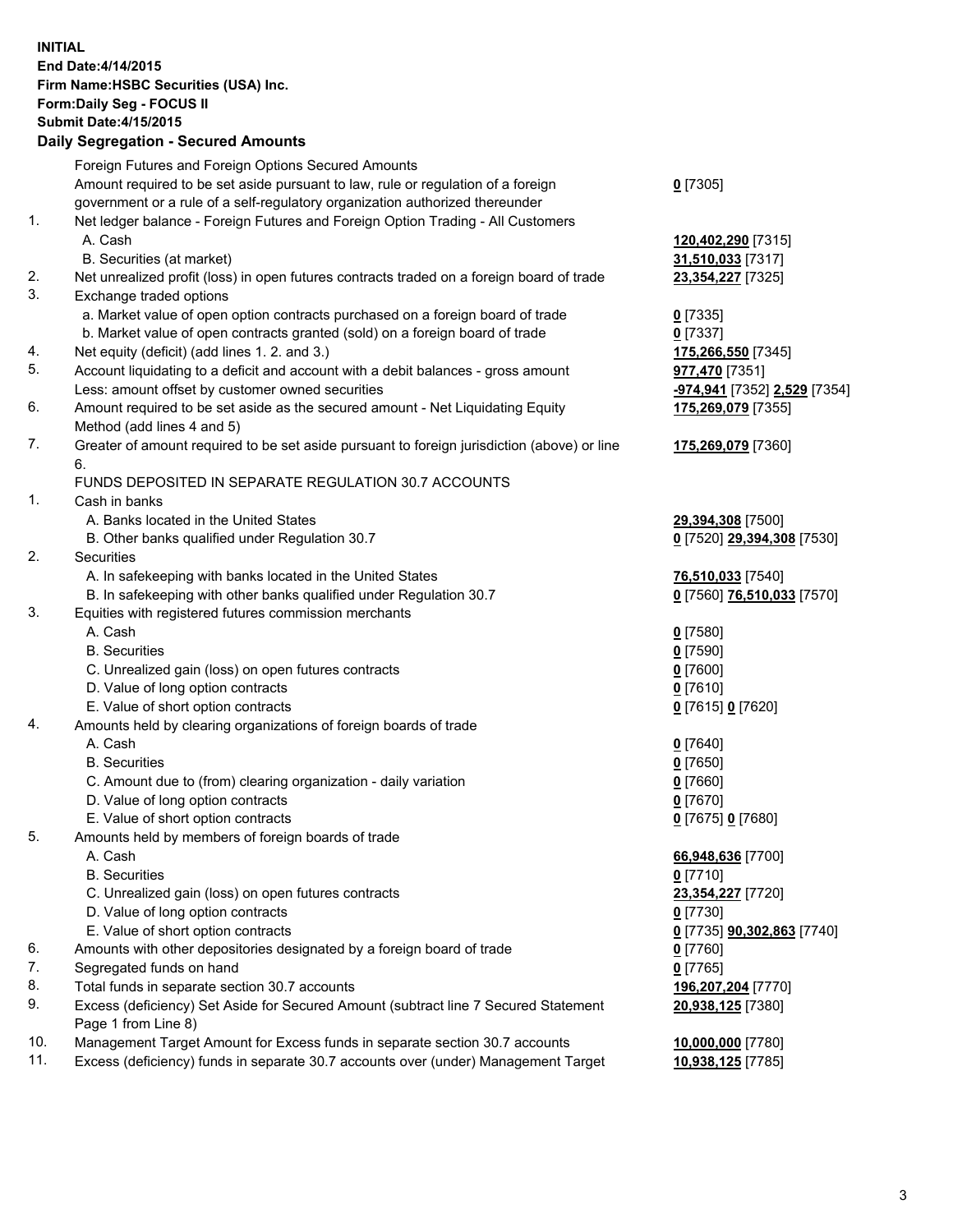**INITIAL**
**End Date:4/14/2015**
**Firm Name:HSBC Securities (USA) Inc.**
**Form:Daily Seg - FOCUS II**
**Submit Date:4/15/2015**

**Daily Segregation - Secured Amounts**

| | | |
|---|---|---|
| | Foreign Futures and Foreign Options Secured Amounts | |
| | Amount required to be set aside pursuant to law, rule or regulation of a foreign government or a rule of a self-regulatory organization authorized thereunder | **0** [7305] |
| 1. | Net ledger balance - Foreign Futures and Foreign Option Trading - All Customers | |
| | A. Cash | **120,402,290** [7315] |
| | B. Securities (at market) | **31,510,033** [7317] |
| 2. | Net unrealized profit (loss) in open futures contracts traded on a foreign board of trade | **23,354,227** [7325] |
| 3. | Exchange traded options | |
| | a. Market value of open option contracts purchased on a foreign board of trade | **0** [7335] |
| | b. Market value of open contracts granted (sold) on a foreign board of trade | **0** [7337] |
| 4. | Net equity (deficit) (add lines 1. 2. and 3.) | **175,266,550** [7345] |
| 5. | Account liquidating to a deficit and account with a debit balances - gross amount | **977,470** [7351] |
| | Less: amount offset by customer owned securities | **-974,941** [7352] **2,529** [7354] |
| 6. | Amount required to be set aside as the secured amount - Net Liquidating Equity Method (add lines 4 and 5) | **175,269,079** [7355] |
| 7. | Greater of amount required to be set aside pursuant to foreign jurisdiction (above) or line 6. | **175,269,079** [7360] |
| | FUNDS DEPOSITED IN SEPARATE REGULATION 30.7 ACCOUNTS | |
| 1. | Cash in banks | |
| | A. Banks located in the United States | **29,394,308** [7500] |
| | B. Other banks qualified under Regulation 30.7 | **0** [7520] **29,394,308** [7530] |
| 2. | Securities | |
| | A. In safekeeping with banks located in the United States | **76,510,033** [7540] |
| | B. In safekeeping with other banks qualified under Regulation 30.7 | **0** [7560] **76,510,033** [7570] |
| 3. | Equities with registered futures commission merchants | |
| | A. Cash | **0** [7580] |
| | B. Securities | **0** [7590] |
| | C. Unrealized gain (loss) on open futures contracts | **0** [7600] |
| | D. Value of long option contracts | **0** [7610] |
| | E. Value of short option contracts | **0** [7615] **0** [7620] |
| 4. | Amounts held by clearing organizations of foreign boards of trade | |
| | A. Cash | **0** [7640] |
| | B. Securities | **0** [7650] |
| | C. Amount due to (from) clearing organization - daily variation | **0** [7660] |
| | D. Value of long option contracts | **0** [7670] |
| | E. Value of short option contracts | **0** [7675] **0** [7680] |
| 5. | Amounts held by members of foreign boards of trade | |
| | A. Cash | **66,948,636** [7700] |
| | B. Securities | **0** [7710] |
| | C. Unrealized gain (loss) on open futures contracts | **23,354,227** [7720] |
| | D. Value of long option contracts | **0** [7730] |
| | E. Value of short option contracts | **0** [7735] **90,302,863** [7740] |
| 6. | Amounts with other depositories designated by a foreign board of trade | **0** [7760] |
| 7. | Segregated funds on hand | **0** [7765] |
| 8. | Total funds in separate section 30.7 accounts | **196,207,204** [7770] |
| 9. | Excess (deficiency) Set Aside for Secured Amount (subtract line 7 Secured Statement Page 1 from Line 8) | **20,938,125** [7380] |
| 10. | Management Target Amount for Excess funds in separate section 30.7 accounts | **10,000,000** [7780] |
| 11. | Excess (deficiency) funds in separate 30.7 accounts over (under) Management Target | **10,938,125** [7785] |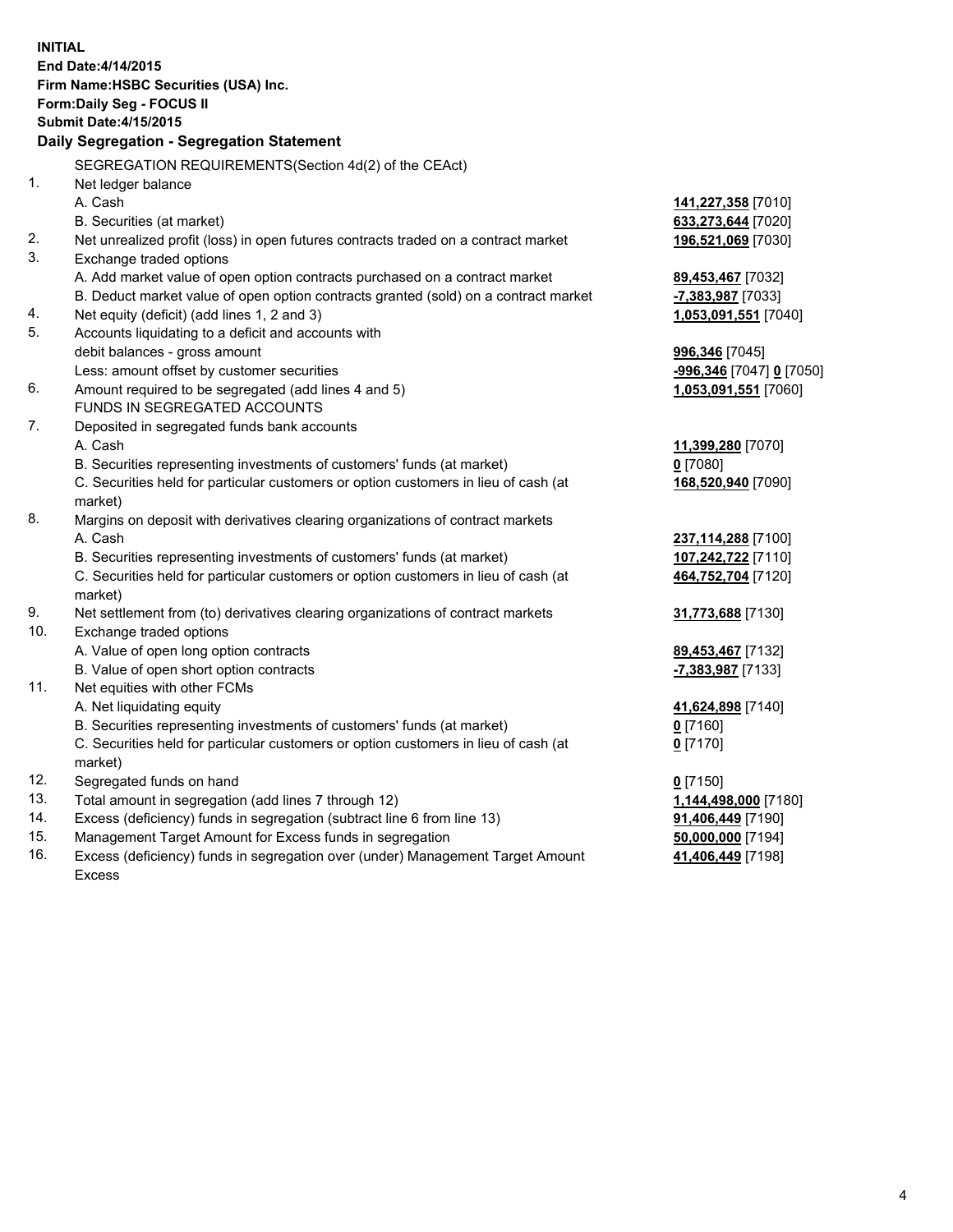**INITIAL**
**End Date:4/14/2015**
**Firm Name:HSBC Securities (USA) Inc.**
**Form:Daily Seg - FOCUS II**
**Submit Date:4/15/2015**

## Daily Segregation - Segregation Statement

| | | |
|---|---|---|
| | SEGREGATION REQUIREMENTS(Section 4d(2) of the CEAct) | |
| 1. | Net ledger balance | |
| | A. Cash | **141,227,358** [7010] |
| | B. Securities (at market) | **633,273,644** [7020] |
| 2. | Net unrealized profit (loss) in open futures contracts traded on a contract market | **196,521,069** [7030] |
| 3. | Exchange traded options | |
| | A. Add market value of open option contracts purchased on a contract market | **89,453,467** [7032] |
| | B. Deduct market value of open option contracts granted (sold) on a contract market | **-7,383,987** [7033] |
| 4. | Net equity (deficit) (add lines 1, 2 and 3) | **1,053,091,551** [7040] |
| 5. | Accounts liquidating to a deficit and accounts with | |
| | debit balances - gross amount | **996,346** [7045] |
| | Less: amount offset by customer securities | **-996,346** [7047] **0** [7050] |
| 6. | Amount required to be segregated (add lines 4 and 5) | **1,053,091,551** [7060] |
| | FUNDS IN SEGREGATED ACCOUNTS | |
| 7. | Deposited in segregated funds bank accounts | |
| | A. Cash | **11,399,280** [7070] |
| | B. Securities representing investments of customers' funds (at market) | **0** [7080] |
| | C. Securities held for particular customers or option customers in lieu of cash (at market) | **168,520,940** [7090] |
| 8. | Margins on deposit with derivatives clearing organizations of contract markets | |
| | A. Cash | **237,114,288** [7100] |
| | B. Securities representing investments of customers' funds (at market) | **107,242,722** [7110] |
| | C. Securities held for particular customers or option customers in lieu of cash (at market) | **464,752,704** [7120] |
| 9. | Net settlement from (to) derivatives clearing organizations of contract markets | **31,773,688** [7130] |
| 10. | Exchange traded options | |
| | A. Value of open long option contracts | **89,453,467** [7132] |
| | B. Value of open short option contracts | **-7,383,987** [7133] |
| 11. | Net equities with other FCMs | |
| | A. Net liquidating equity | **41,624,898** [7140] |
| | B. Securities representing investments of customers' funds (at market) | **0** [7160] |
| | C. Securities held for particular customers or option customers in lieu of cash (at market) | **0** [7170] |
| 12. | Segregated funds on hand | **0** [7150] |
| 13. | Total amount in segregation (add lines 7 through 12) | **1,144,498,000** [7180] |
| 14. | Excess (deficiency) funds in segregation (subtract line 6 from line 13) | **91,406,449** [7190] |
| 15. | Management Target Amount for Excess funds in segregation | **50,000,000** [7194] |
| 16. | Excess (deficiency) funds in segregation over (under) Management Target Amount Excess | **41,406,449** [7198] |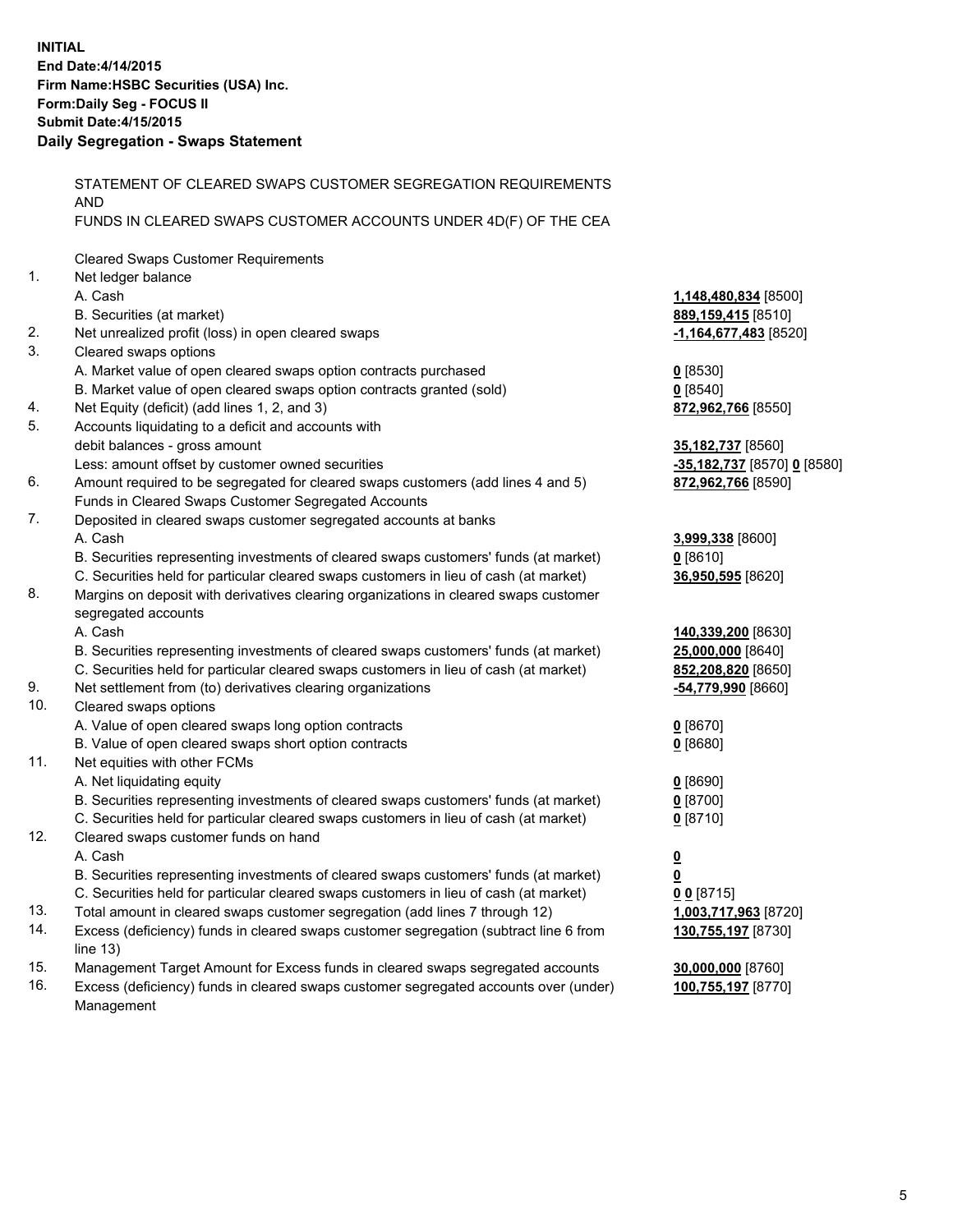**INITIAL**
**End Date:4/14/2015**
**Firm Name:HSBC Securities (USA) Inc.**
**Form:Daily Seg - FOCUS II**
**Submit Date:4/15/2015**
**Daily Segregation - Swaps Statement**

STATEMENT OF CLEARED SWAPS CUSTOMER SEGREGATION REQUIREMENTS AND FUNDS IN CLEARED SWAPS CUSTOMER ACCOUNTS UNDER 4D(F) OF THE CEA

| | | |
|---|---|---|
| | Cleared Swaps Customer Requirements | |
| 1. | Net ledger balance | |
| | A. Cash | **1,148,480,834** [8500] |
| | B. Securities (at market) | **889,159,415** [8510] |
| 2. | Net unrealized profit (loss) in open cleared swaps | **-1,164,677,483** [8520] |
| 3. | Cleared swaps options | |
| | A. Market value of open cleared swaps option contracts purchased | **0** [8530] |
| | B. Market value of open cleared swaps option contracts granted (sold) | **0** [8540] |
| 4. | Net Equity (deficit) (add lines 1, 2, and 3) | **872,962,766** [8550] |
| 5. | Accounts liquidating to a deficit and accounts with debit balances - gross amount | **35,182,737** [8560] |
| | Less: amount offset by customer owned securities | **-35,182,737** [8570] **0** [8580] |
| 6. | Amount required to be segregated for cleared swaps customers (add lines 4 and 5) | **872,962,766** [8590] |
| | Funds in Cleared Swaps Customer Segregated Accounts | |
| 7. | Deposited in cleared swaps customer segregated accounts at banks | |
| | A. Cash | **3,999,338** [8600] |
| | B. Securities representing investments of cleared swaps customers' funds (at market) | **0** [8610] |
| | C. Securities held for particular cleared swaps customers in lieu of cash (at market) | **36,950,595** [8620] |
| 8. | Margins on deposit with derivatives clearing organizations in cleared swaps customer segregated accounts | |
| | A. Cash | **140,339,200** [8630] |
| | B. Securities representing investments of cleared swaps customers' funds (at market) | **25,000,000** [8640] |
| | C. Securities held for particular cleared swaps customers in lieu of cash (at market) | **852,208,820** [8650] |
| 9. | Net settlement from (to) derivatives clearing organizations | **-54,779,990** [8660] |
| 10. | Cleared swaps options | |
| | A. Value of open cleared swaps long option contracts | **0** [8670] |
| | B. Value of open cleared swaps short option contracts | **0** [8680] |
| 11. | Net equities with other FCMs | |
| | A. Net liquidating equity | **0** [8690] |
| | B. Securities representing investments of cleared swaps customers' funds (at market) | **0** [8700] |
| | C. Securities held for particular cleared swaps customers in lieu of cash (at market) | **0** [8710] |
| 12. | Cleared swaps customer funds on hand | |
| | A. Cash | **0** |
| | B. Securities representing investments of cleared swaps customers' funds (at market) | **0** |
| | C. Securities held for particular cleared swaps customers in lieu of cash (at market) | **0** **0** [8715] |
| 13. | Total amount in cleared swaps customer segregation (add lines 7 through 12) | **1,003,717,963** [8720] |
| 14. | Excess (deficiency) funds in cleared swaps customer segregation (subtract line 6 from line 13) | **130,755,197** [8730] |
| 15. | Management Target Amount for Excess funds in cleared swaps segregated accounts | **30,000,000** [8760] |
| 16. | Excess (deficiency) funds in cleared swaps customer segregated accounts over (under) Management | **100,755,197** [8770] |